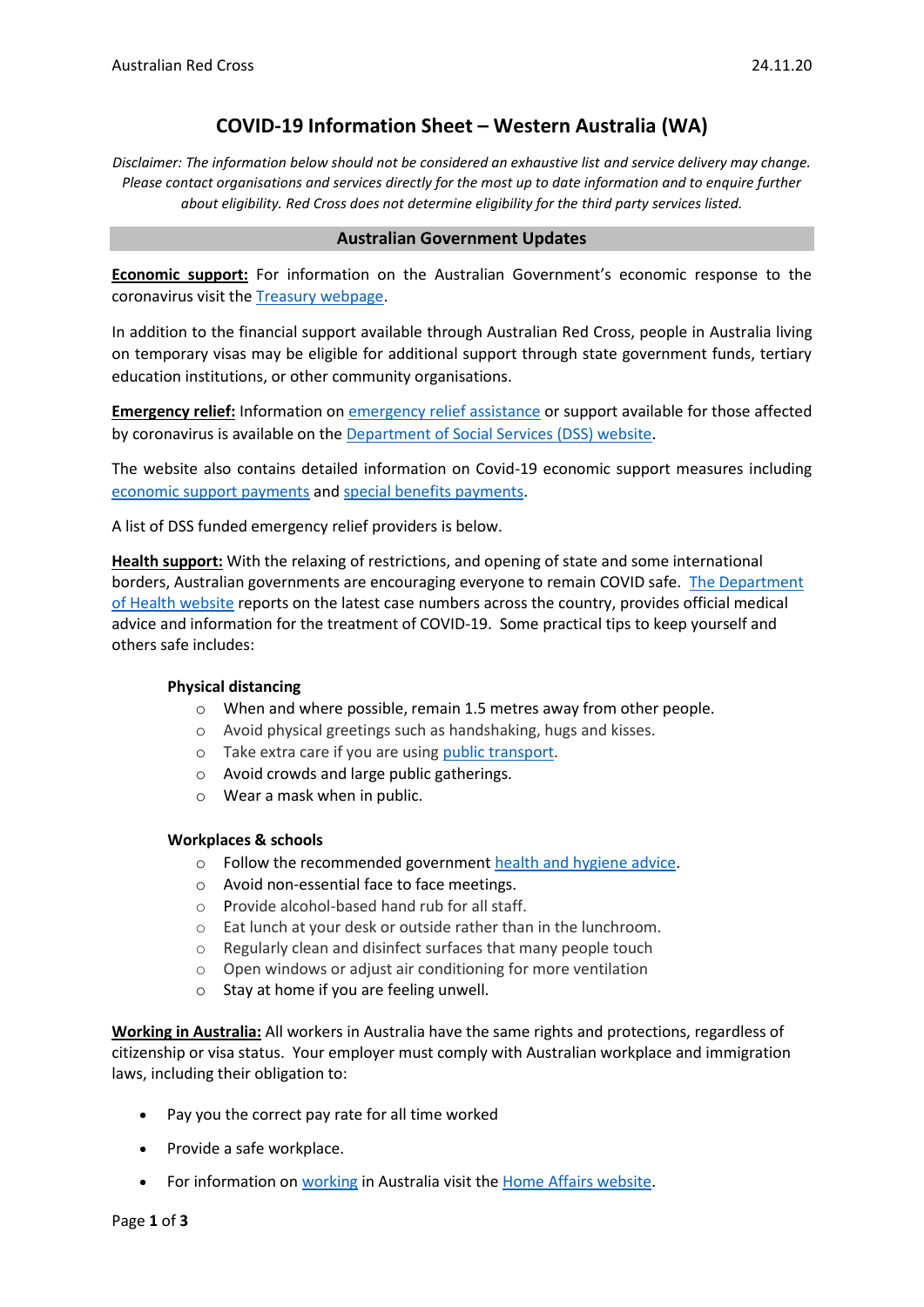# COVID-19 Information Sheet – Western Australia (WA)

*Disclaimer: The information below should not be considered an exhaustive list and service delivery may change. Please contact organisations and services directly for the most up to date information and to enquire further about eligibility. Red Cross does not determine eligibility for the third party services listed.*

## Australian Government Updates

**Economic support:** For information on the Australian Government's economic response to the coronavirus visit the Treasury webpage.

In addition to the financial support available through Australian Red Cross, people in Australia living on temporary visas may be eligible for additional support through state government funds, tertiary education institutions, or other community organisations.

**Emergency relief:** Information on emergency relief assistance or support available for those affected by coronavirus is available on the Department of Social Services (DSS) website.

The website also contains detailed information on Covid-19 economic support measures including economic support payments and special benefits payments.

A list of DSS funded emergency relief providers is below.

**Health support:** With the relaxing of restrictions, and opening of state and some international borders, Australian governments are encouraging everyone to remain COVID safe. The Department of Health website reports on the latest case numbers across the country, provides official medical advice and information for the treatment of COVID-19. Some practical tips to keep yourself and others safe includes:

**Physical distancing**

- When and where possible, remain 1.5 metres away from other people.
- Avoid physical greetings such as handshaking, hugs and kisses.
- Take extra care if you are using public transport.
- Avoid crowds and large public gatherings.
- Wear a mask when in public.

**Workplaces & schools**

- Follow the recommended government health and hygiene advice.
- Avoid non-essential face to face meetings.
- Provide alcohol-based hand rub for all staff.
- Eat lunch at your desk or outside rather than in the lunchroom.
- Regularly clean and disinfect surfaces that many people touch
- Open windows or adjust air conditioning for more ventilation
- Stay at home if you are feeling unwell.

**Working in Australia:** All workers in Australia have the same rights and protections, regardless of citizenship or visa status. Your employer must comply with Australian workplace and immigration laws, including their obligation to:

- Pay you the correct pay rate for all time worked
- Provide a safe workplace.
- For information on working in Australia visit the Home Affairs website.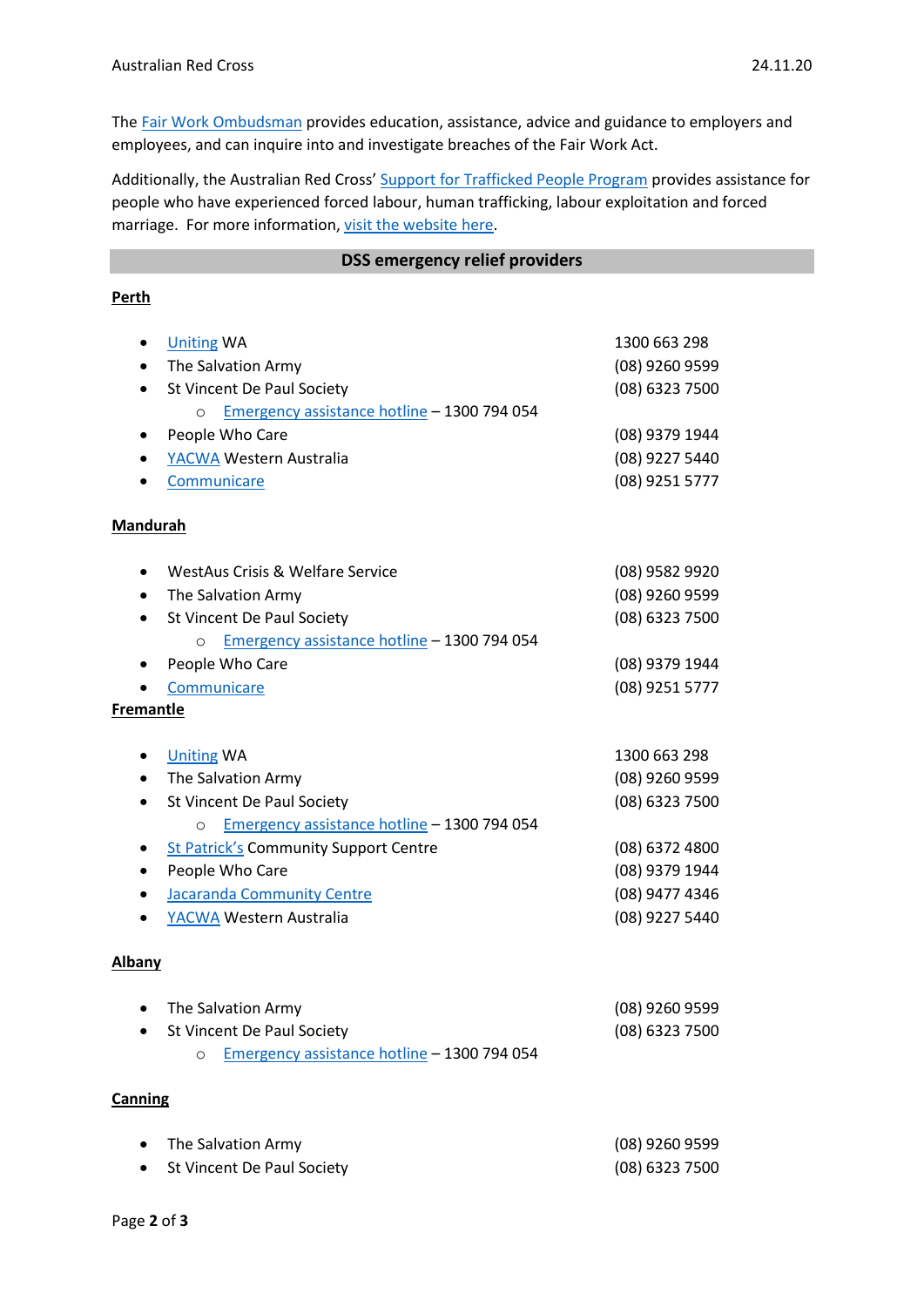The Fair Work Ombudsman provides education, assistance, advice and guidance to employers and employees, and can inquire into and investigate breaches of the Fair Work Act.

Additionally, the Australian Red Cross' Support for Trafficked People Program provides assistance for people who have experienced forced labour, human trafficking, labour exploitation and forced marriage. For more information, visit the website here.

## DSS emergency relief providers

**Perth**

- Uniting WA — 1300 663 298
- The Salvation Army — (08) 9260 9599
- St Vincent De Paul Society — (08) 6323 7500
  - Emergency assistance hotline – 1300 794 054
- People Who Care — (08) 9379 1944
- YACWA Western Australia — (08) 9227 5440
- Communicare — (08) 9251 5777

**Mandurah**

- WestAus Crisis & Welfare Service — (08) 9582 9920
- The Salvation Army — (08) 9260 9599
- St Vincent De Paul Society — (08) 6323 7500
  - Emergency assistance hotline – 1300 794 054
- People Who Care — (08) 9379 1944
- Communicare — (08) 9251 5777

**Fremantle**

- Uniting WA — 1300 663 298
- The Salvation Army — (08) 9260 9599
- St Vincent De Paul Society — (08) 6323 7500
  - Emergency assistance hotline – 1300 794 054
- St Patrick's Community Support Centre — (08) 6372 4800
- People Who Care — (08) 9379 1944
- Jacaranda Community Centre — (08) 9477 4346
- YACWA Western Australia — (08) 9227 5440

**Albany**

- The Salvation Army — (08) 9260 9599
- St Vincent De Paul Society — (08) 6323 7500
  - Emergency assistance hotline – 1300 794 054

**Canning**

- The Salvation Army — (08) 9260 9599
- St Vincent De Paul Society — (08) 6323 7500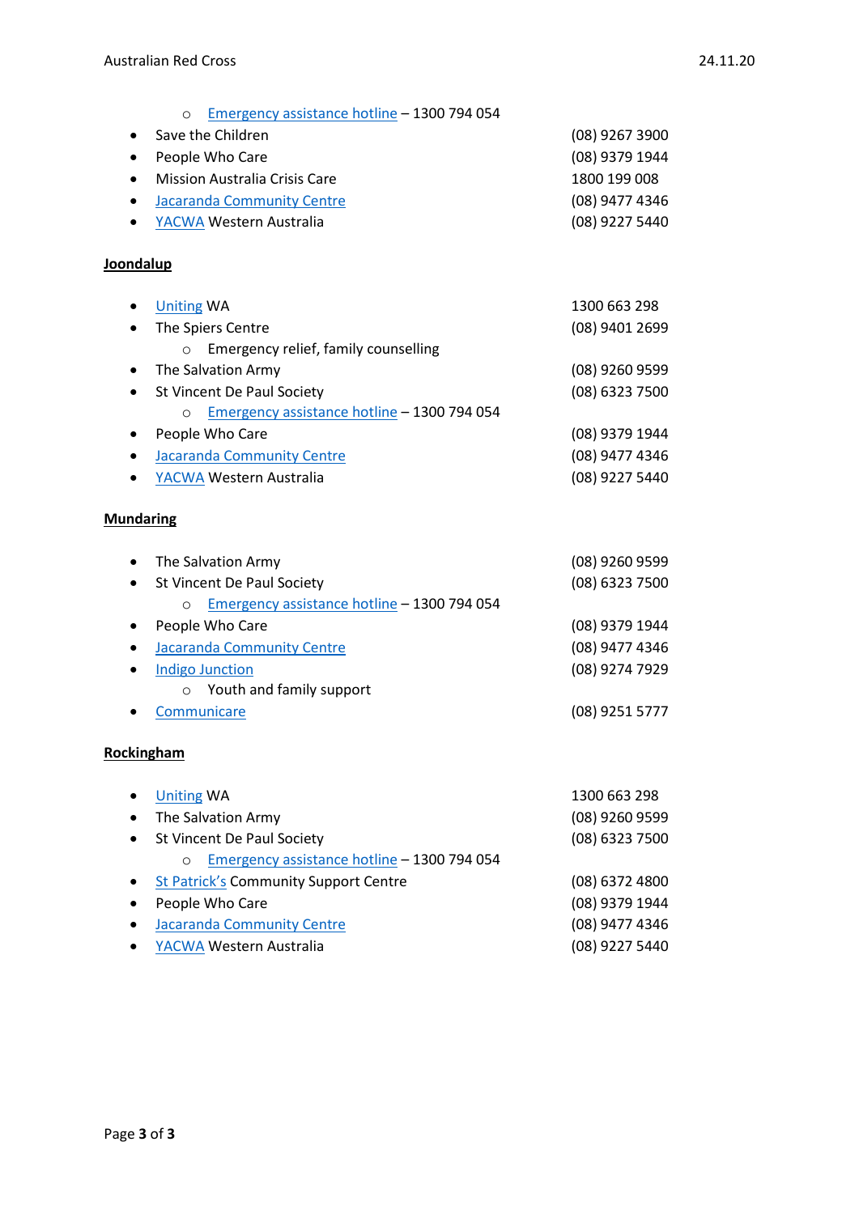- Emergency assistance hotline – 1300 794 054
- Save the Children (08) 9267 3900
- People Who Care (08) 9379 1944
- Mission Australia Crisis Care 1800 199 008
- Jacaranda Community Centre (08) 9477 4346
- YACWA Western Australia (08) 9227 5440

**Joondalup**

- Uniting WA 1300 663 298
- The Spiers Centre (08) 9401 2699
  - Emergency relief, family counselling
- The Salvation Army (08) 9260 9599
- St Vincent De Paul Society (08) 6323 7500
  - Emergency assistance hotline – 1300 794 054
- People Who Care (08) 9379 1944
- Jacaranda Community Centre (08) 9477 4346
- YACWA Western Australia (08) 9227 5440

**Mundaring**

- The Salvation Army (08) 9260 9599
- St Vincent De Paul Society (08) 6323 7500
  - Emergency assistance hotline – 1300 794 054
- People Who Care (08) 9379 1944
- Jacaranda Community Centre (08) 9477 4346
- Indigo Junction (08) 9274 7929
  - Youth and family support
- Communicare (08) 9251 5777

**Rockingham**

- Uniting WA 1300 663 298
- The Salvation Army (08) 9260 9599
- St Vincent De Paul Society (08) 6323 7500
  - Emergency assistance hotline – 1300 794 054
- St Patrick's Community Support Centre (08) 6372 4800
- People Who Care (08) 9379 1944
- Jacaranda Community Centre (08) 9477 4346
- YACWA Western Australia (08) 9227 5440